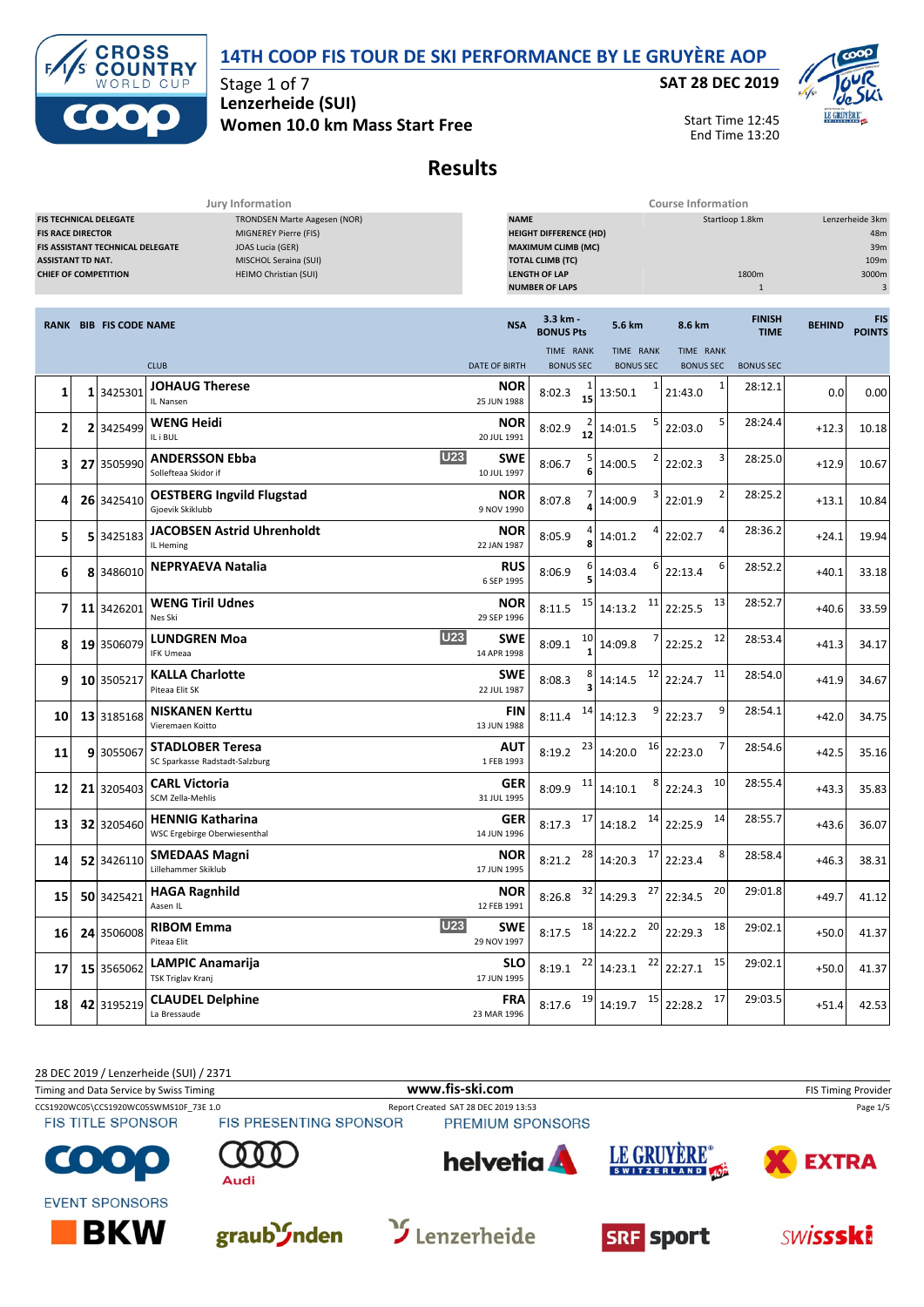# 14TH COOP FIS TOUR DE SKI PERFORMANCE BY LE GRUYÈRE AOP

Stage 1 of 7
**Lenzerheide (SUI)**
**Women 10.0 km Mass Start Free**

**SAT 28 DEC 2019**

Start Time 12:45
End Time 13:20

## Results

### Jury Information

| | |
|---|---|
| FIS TECHNICAL DELEGATE | TRONDSEN Marte Aagesen (NOR) |
| FIS RACE DIRECTOR | MIGNEREY Pierre (FIS) |
| FIS ASSISTANT TECHNICAL DELEGATE | JOAS Lucia (GER) |
| ASSISTANT TD NAT. | MISCHOL Seraina (SUI) |
| CHIEF OF COMPETITION | HEIMO Christian (SUI) |

### Course Information

| | | |
|---|---|---|
| NAME | Startloop 1.8km | Lenzerheide 3km |
| HEIGHT DIFFERENCE (HD) | | 48m |
| MAXIMUM CLIMB (MC) | | 39m |
| TOTAL CLIMB (TC) | | 109m |
| LENGTH OF LAP | 1800m | 3000m |
| NUMBER OF LAPS | 1 | 3 |

| RANK | BIB | FIS CODE | NAME / CLUB | | NSA / DATE OF BIRTH | 3.3 km - Bonus Pts TIME | RANK / BONUS SEC | 5.6 km TIME | RANK / BONUS SEC | 8.6 km TIME | RANK / BONUS SEC | FINISH TIME / BONUS SEC | BEHIND | FIS POINTS |
|---|---|---|---|---|---|---|---|---|---|---|---|---|---|---|
| 1 | 1 | 3425301 | **JOHAUG Therese** IL Nansen | | NOR 25 JUN 1988 | 8:02.3 | 1 / 15 | 13:50.1 | 1 | 21:43.0 | 1 | 28:12.1 | 0.0 | 0.00 |
| 2 | 2 | 3425499 | **WENG Heidi** IL i BUL | | NOR 20 JUL 1991 | 8:02.9 | 2 / 12 | 14:01.5 | 5 | 22:03.0 | 5 | 28:24.4 | +12.3 | 10.18 |
| 3 | 27 | 3505990 | **ANDERSSON Ebba** Sollefteaa Skidor if | U23 | SWE 10 JUL 1997 | 8:06.7 | 5 / 6 | 14:00.5 | 2 | 22:02.3 | 3 | 28:25.0 | +12.9 | 10.67 |
| 4 | 26 | 3425410 | **OESTBERG Ingvild Flugstad** Gjoevik Skiklubb | | NOR 9 NOV 1990 | 8:07.8 | 7 / 4 | 14:00.9 | 3 | 22:01.9 | 2 | 28:25.2 | +13.1 | 10.84 |
| 5 | 5 | 3425183 | **JACOBSEN Astrid Uhrenholdt** IL Heming | | NOR 22 JAN 1987 | 8:05.9 | 4 / 8 | 14:01.2 | 4 | 22:02.7 | 4 | 28:36.2 | +24.1 | 19.94 |
| 6 | 8 | 3486010 | **NEPRYAEVA Natalia** | | RUS 6 SEP 1995 | 8:06.9 | 6 / 5 | 14:03.4 | 6 | 22:13.4 | 6 | 28:52.2 | +40.1 | 33.18 |
| 7 | 11 | 3426201 | **WENG Tiril Udnes** Nes Ski | | NOR 29 SEP 1996 | 8:11.5 | 15 | 14:13.2 | 11 | 22:25.5 | 13 | 28:52.7 | +40.6 | 33.59 |
| 8 | 19 | 3506079 | **LUNDGREN Moa** IFK Umeaa | U23 | SWE 14 APR 1998 | 8:09.1 | 10 / 1 | 14:09.8 | 7 | 22:25.2 | 12 | 28:53.4 | +41.3 | 34.17 |
| 9 | 10 | 3505217 | **KALLA Charlotte** Piteaa Elit SK | | SWE 22 JUL 1987 | 8:08.3 | 8 / 3 | 14:14.5 | 12 | 22:24.7 | 11 | 28:54.0 | +41.9 | 34.67 |
| 10 | 13 | 3185168 | **NISKANEN Kerttu** Vieremaen Koitto | | FIN 13 JUN 1988 | 8:11.4 | 14 | 14:12.3 | 9 | 22:23.7 | 9 | 28:54.1 | +42.0 | 34.75 |
| 11 | 9 | 3055067 | **STADLOBER Teresa** SC Sparkasse Radstadt-Salzburg | | AUT 1 FEB 1993 | 8:19.2 | 23 | 14:20.0 | 16 | 22:23.0 | 7 | 28:54.6 | +42.5 | 35.16 |
| 12 | 21 | 3205403 | **CARL Victoria** SCM Zella-Mehlis | | GER 31 JUL 1995 | 8:09.9 | 11 | 14:10.1 | 8 | 22:24.3 | 10 | 28:55.4 | +43.3 | 35.83 |
| 13 | 32 | 3205460 | **HENNIG Katharina** WSC Ergebirge Oberwiesenthal | | GER 14 JUN 1996 | 8:17.3 | 17 | 14:18.2 | 14 | 22:25.9 | 14 | 28:55.7 | +43.6 | 36.07 |
| 14 | 52 | 3426110 | **SMEDAAS Magni** Lillehammer Skiklub | | NOR 17 JUN 1995 | 8:21.2 | 28 | 14:20.3 | 17 | 22:23.4 | 8 | 28:58.4 | +46.3 | 38.31 |
| 15 | 50 | 3425421 | **HAGA Ragnhild** Aasen IL | | NOR 12 FEB 1991 | 8:26.8 | 32 | 14:29.3 | 27 | 22:34.5 | 20 | 29:01.8 | +49.7 | 41.12 |
| 16 | 24 | 3506008 | **RIBOM Emma** Piteaa Elit | U23 | SWE 29 NOV 1997 | 8:17.5 | 18 | 14:22.2 | 20 | 22:29.3 | 18 | 29:02.1 | +50.0 | 41.37 |
| 17 | 15 | 3565062 | **LAMPIC Anamarija** TSK Triglav Kranj | | SLO 17 JUN 1995 | 8:19.1 | 22 | 14:23.1 | 22 | 22:27.1 | 15 | 29:02.1 | +50.0 | 41.37 |
| 18 | 42 | 3195219 | **CLAUDEL Delphine** La Bressaude | | FRA 23 MAR 1996 | 8:17.6 | 19 | 14:19.7 | 15 | 22:28.2 | 17 | 29:03.5 | +51.4 | 42.53 |

28 DEC 2019 / Lenzerheide (SUI) / 2371

Timing and Data Service by Swiss Timing — www.fis-ski.com — FIS Timing Provider

CCS1920WC05\CCS1920WC05SWMS10F_73E 1.0 — Report Created SAT 28 DEC 2019 13:53

FIS TITLE SPONSOR: Coop — FIS PRESENTING SPONSOR: Audi — PREMIUM SPONSORS: helvetia, Le Gruyère Switzerland AOP, Extra

EVENT SPONSORS: BKW, graubünden, Lenzerheide, SRF sport, swissski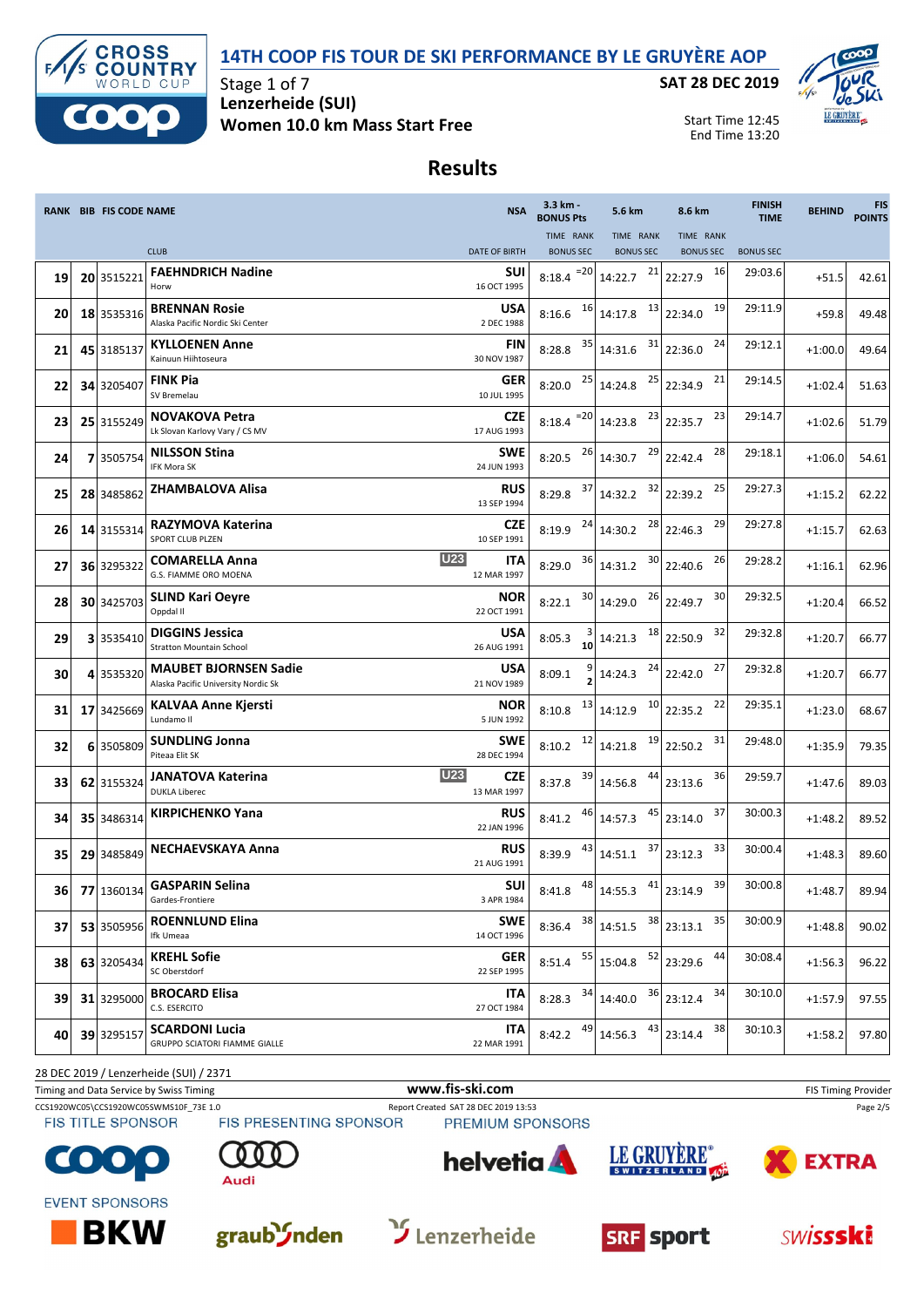# 14TH COOP FIS TOUR DE SKI PERFORMANCE BY LE GRUYÈRE AOP

Stage 1 of 7
Lenzerheide (SUI)
**Women 10.0 km Mass Start Free**

SAT 28 DEC 2019

Start Time 12:45
End Time 13:20

## Results

| RANK | BIB | FIS CODE | NAME / CLUB | | NSA / DATE OF BIRTH | 3.3 km - BONUS Pts TIME | RANK / BONUS SEC | 5.6 km TIME | RANK | 8.6 km TIME | RANK | FINISH TIME | BEHIND | FIS POINTS |
|---|---|---|---|---|---|---|---|---|---|---|---|---|---|---|
| 19 | 20 | 3515221 | FAEHNDRICH Nadine<br>Horw | | SUI<br>16 OCT 1995 | 8:18.4 | =20 | 14:22.7 | 21 | 22:27.9 | 16 | 29:03.6 | +51.5 | 42.61 |
| 20 | 18 | 3535316 | BRENNAN Rosie<br>Alaska Pacific Nordic Ski Center | | USA<br>2 DEC 1988 | 8:16.6 | 16 | 14:17.8 | 13 | 22:34.0 | 19 | 29:11.9 | +59.8 | 49.48 |
| 21 | 45 | 3185137 | KYLLOENEN Anne<br>Kainuun Hiihtoseura | | FIN<br>30 NOV 1987 | 8:28.8 | 35 | 14:31.6 | 31 | 22:36.0 | 24 | 29:12.1 | +1:00.0 | 49.64 |
| 22 | 34 | 3205407 | FINK Pia<br>SV Bremelau | | GER<br>10 JUL 1995 | 8:20.0 | 25 | 14:24.8 | 25 | 22:34.9 | 21 | 29:14.5 | +1:02.4 | 51.63 |
| 23 | 25 | 3155249 | NOVAKOVA Petra<br>Lk Slovan Karlovy Vary / CS MV | | CZE<br>17 AUG 1993 | 8:18.4 | =20 | 14:23.8 | 23 | 22:35.7 | 23 | 29:14.7 | +1:02.6 | 51.79 |
| 24 | 7 | 3505754 | NILSSON Stina<br>IFK Mora SK | | SWE<br>24 JUN 1993 | 8:20.5 | 26 | 14:30.7 | 29 | 22:42.4 | 28 | 29:18.1 | +1:06.0 | 54.61 |
| 25 | 28 | 3485862 | ZHAMBALOVA Alisa | | RUS<br>13 SEP 1994 | 8:29.8 | 37 | 14:32.2 | 32 | 22:39.2 | 25 | 29:27.3 | +1:15.2 | 62.22 |
| 26 | 14 | 3155314 | RAZYMOVA Katerina<br>SPORT CLUB PLZEN | | CZE<br>10 SEP 1991 | 8:19.9 | 24 | 14:30.2 | 28 | 22:46.3 | 29 | 29:27.8 | +1:15.7 | 62.63 |
| 27 | 36 | 3295322 | COMARELLA Anna<br>G.S. FIAMME ORO MOENA | U23 | ITA<br>12 MAR 1997 | 8:29.0 | 36 | 14:31.2 | 30 | 22:40.6 | 26 | 29:28.2 | +1:16.1 | 62.96 |
| 28 | 30 | 3425703 | SLIND Kari Oeyre<br>Oppdal Il | | NOR<br>22 OCT 1991 | 8:22.1 | 30 | 14:29.0 | 26 | 22:49.7 | 30 | 29:32.5 | +1:20.4 | 66.52 |
| 29 | 3 | 3535410 | DIGGINS Jessica<br>Stratton Mountain School | | USA<br>26 AUG 1991 | 8:05.3 | 3<br>10 | 14:21.3 | 18 | 22:50.9 | 32 | 29:32.8 | +1:20.7 | 66.77 |
| 30 | 4 | 3535320 | MAUBET BJORNSEN Sadie<br>Alaska Pacific University Nordic Sk | | USA<br>21 NOV 1989 | 8:09.1 | 9<br>2 | 14:24.3 | 24 | 22:42.0 | 27 | 29:32.8 | +1:20.7 | 66.77 |
| 31 | 17 | 3425669 | KALVAA Anne Kjersti<br>Lundamo Il | | NOR<br>5 JUN 1992 | 8:10.8 | 13 | 14:12.9 | 10 | 22:35.2 | 22 | 29:35.1 | +1:23.0 | 68.67 |
| 32 | 6 | 3505809 | SUNDLING Jonna<br>Piteaa Elit SK | | SWE<br>28 DEC 1994 | 8:10.2 | 12 | 14:21.8 | 19 | 22:50.2 | 31 | 29:48.0 | +1:35.9 | 79.35 |
| 33 | 62 | 3155324 | JANATOVA Katerina<br>DUKLA Liberec | U23 | CZE<br>13 MAR 1997 | 8:37.8 | 39 | 14:56.8 | 44 | 23:13.6 | 36 | 29:59.7 | +1:47.6 | 89.03 |
| 34 | 35 | 3486314 | KIRPICHENKO Yana | | RUS<br>22 JAN 1996 | 8:41.2 | 46 | 14:57.3 | 45 | 23:14.0 | 37 | 30:00.3 | +1:48.2 | 89.52 |
| 35 | 29 | 3485849 | NECHAEVSKAYA Anna | | RUS<br>21 AUG 1991 | 8:39.9 | 43 | 14:51.1 | 37 | 23:12.3 | 33 | 30:00.4 | +1:48.3 | 89.60 |
| 36 | 77 | 1360134 | GASPARIN Selina<br>Gardes-Frontiere | | SUI<br>3 APR 1984 | 8:41.8 | 48 | 14:55.3 | 41 | 23:14.9 | 39 | 30:00.8 | +1:48.7 | 89.94 |
| 37 | 53 | 3505956 | ROENNLUND Elina<br>Ifk Umeaa | | SWE<br>14 OCT 1996 | 8:36.4 | 38 | 14:51.5 | 38 | 23:13.1 | 35 | 30:00.9 | +1:48.8 | 90.02 |
| 38 | 63 | 3205434 | KREHL Sofie<br>SC Oberstdorf | | GER<br>22 SEP 1995 | 8:51.4 | 55 | 15:04.8 | 52 | 23:29.6 | 44 | 30:08.4 | +1:56.3 | 96.22 |
| 39 | 31 | 3295000 | BROCARD Elisa<br>C.S. ESERCITO | | ITA<br>27 OCT 1984 | 8:28.3 | 34 | 14:40.0 | 36 | 23:12.4 | 34 | 30:10.0 | +1:57.9 | 97.55 |
| 40 | 39 | 3295157 | SCARDONI Lucia<br>GRUPPO SCIATORI FIAMME GIALLE | | ITA<br>22 MAR 1991 | 8:42.2 | 49 | 14:56.3 | 43 | 23:14.4 | 38 | 30:10.3 | +1:58.2 | 97.80 |

28 DEC 2019 / Lenzerheide (SUI) / 2371

Timing and Data Service by Swiss Timing — www.fis-ski.com — FIS Timing Provider

CCS1920WC05\CCS1920WC05SWMS10F_73E 1.0 — Report Created SAT 28 DEC 2019 13:53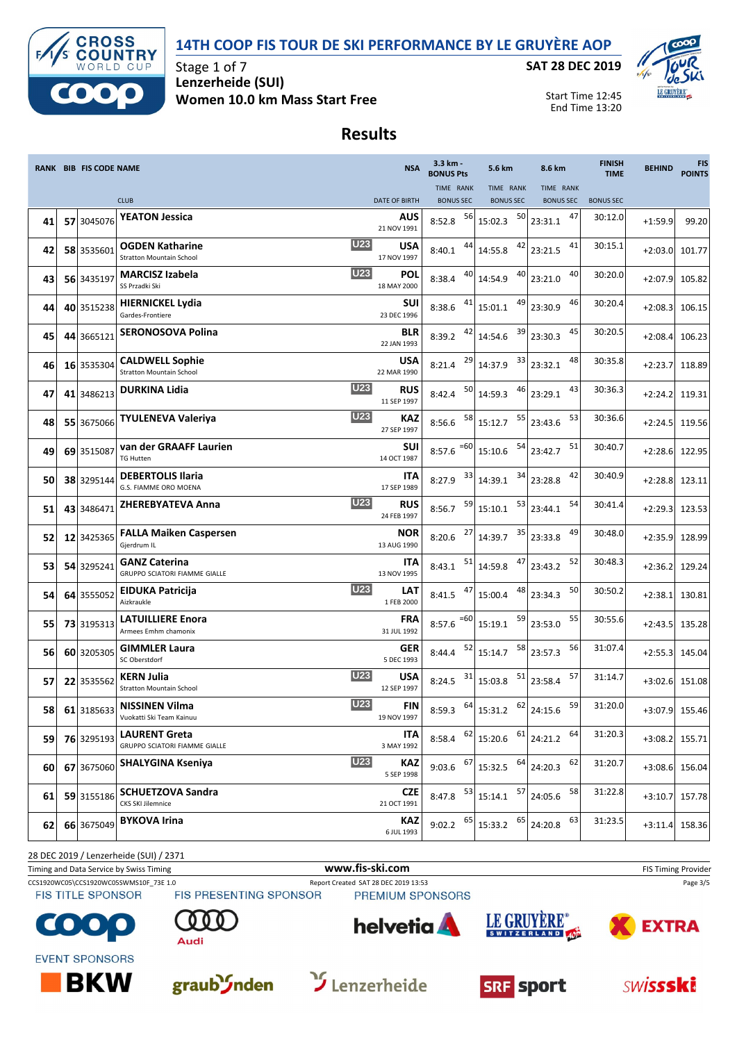# 14TH COOP FIS TOUR DE SKI PERFORMANCE BY LE GRUYÈRE AOP

Stage 1 of 7
Lenzerheide (SUI)
**Women 10.0 km Mass Start Free**

SAT 28 DEC 2019

Start Time 12:45
End Time 13:20

## Results

| RANK | BIB | FIS CODE | NAME / CLUB | | NSA / DATE OF BIRTH | 3.3 km - BONUS Pts TIME | RANK | 5.6 km TIME | RANK | 8.6 km TIME | RANK | FINISH TIME | BEHIND | FIS POINTS |
|---|---|---|---|---|---|---|---|---|---|---|---|---|---|---|
| 41 | 57 | 3045076 | YEATON Jessica | | AUS 21 NOV 1991 | 8:52.8 | 56 | 15:02.3 | 50 | 23:31.1 | 47 | 30:12.0 | +1:59.9 | 99.20 |
| 42 | 58 | 3535601 | OGDEN Katharine, Stratton Mountain School | U23 | USA 17 NOV 1997 | 8:40.1 | 44 | 14:55.8 | 42 | 23:21.5 | 41 | 30:15.1 | +2:03.0 | 101.77 |
| 43 | 56 | 3435197 | MARCISZ Izabela, SS Przadki Ski | U23 | POL 18 MAY 2000 | 8:38.4 | 40 | 14:54.9 | 40 | 23:21.0 | 40 | 30:20.0 | +2:07.9 | 105.82 |
| 44 | 40 | 3515238 | HIERNICKEL Lydia, Gardes-Frontiere | | SUI 23 DEC 1996 | 8:38.6 | 41 | 15:01.1 | 49 | 23:30.9 | 46 | 30:20.4 | +2:08.3 | 106.15 |
| 45 | 44 | 3665121 | SERONOSOVA Polina | | BLR 22 JAN 1993 | 8:39.2 | 42 | 14:54.6 | 39 | 23:30.3 | 45 | 30:20.5 | +2:08.4 | 106.23 |
| 46 | 16 | 3535304 | CALDWELL Sophie, Stratton Mountain School | | USA 22 MAR 1990 | 8:21.4 | 29 | 14:37.9 | 33 | 23:32.1 | 48 | 30:35.8 | +2:23.7 | 118.89 |
| 47 | 41 | 3486213 | DURKINA Lidia | U23 | RUS 11 SEP 1997 | 8:42.4 | 50 | 14:59.3 | 46 | 23:29.1 | 43 | 30:36.3 | +2:24.2 | 119.31 |
| 48 | 55 | 3675066 | TYULENEVA Valeriya | U23 | KAZ 27 SEP 1997 | 8:56.6 | 58 | 15:12.7 | 55 | 23:43.6 | 53 | 30:36.6 | +2:24.5 | 119.56 |
| 49 | 69 | 3515087 | van der GRAAFF Laurien, TG Hutten | | SUI 14 OCT 1987 | 8:57.6 | =60 | 15:10.6 | 54 | 23:42.7 | 51 | 30:40.7 | +2:28.6 | 122.95 |
| 50 | 38 | 3295144 | DEBERTOLIS Ilaria, G.S. FIAMME ORO MOENA | | ITA 17 SEP 1989 | 8:27.9 | 33 | 14:39.1 | 34 | 23:28.8 | 42 | 30:40.9 | +2:28.8 | 123.11 |
| 51 | 43 | 3486471 | ZHEREBYATEVA Anna | U23 | RUS 24 FEB 1997 | 8:56.7 | 59 | 15:10.1 | 53 | 23:44.1 | 54 | 30:41.4 | +2:29.3 | 123.53 |
| 52 | 12 | 3425365 | FALLA Maiken Caspersen, Gjerdrum IL | | NOR 13 AUG 1990 | 8:20.6 | 27 | 14:39.7 | 35 | 23:33.8 | 49 | 30:48.0 | +2:35.9 | 128.99 |
| 53 | 54 | 3295241 | GANZ Caterina, GRUPPO SCIATORI FIAMME GIALLE | | ITA 13 NOV 1995 | 8:43.1 | 51 | 14:59.8 | 47 | 23:43.2 | 52 | 30:48.3 | +2:36.2 | 129.24 |
| 54 | 64 | 3555052 | EIDUKA Patricija, Aizkraukle | U23 | LAT 1 FEB 2000 | 8:41.5 | 47 | 15:00.4 | 48 | 23:34.3 | 50 | 30:50.2 | +2:38.1 | 130.81 |
| 55 | 73 | 3195313 | LATUILLIERE Enora, Armees Emhm chamonix | | FRA 31 JUL 1992 | 8:57.6 | =60 | 15:19.1 | 59 | 23:53.0 | 55 | 30:55.6 | +2:43.5 | 135.28 |
| 56 | 60 | 3205305 | GIMMLER Laura, SC Oberstdorf | | GER 5 DEC 1993 | 8:44.4 | 52 | 15:14.7 | 58 | 23:57.3 | 56 | 31:07.4 | +2:55.3 | 145.04 |
| 57 | 22 | 3535562 | KERN Julia, Stratton Mountain School | U23 | USA 12 SEP 1997 | 8:24.5 | 31 | 15:03.8 | 51 | 23:58.4 | 57 | 31:14.7 | +3:02.6 | 151.08 |
| 58 | 61 | 3185633 | NISSINEN Vilma, Vuokatti Ski Team Kainuu | U23 | FIN 19 NOV 1997 | 8:59.3 | 64 | 15:31.2 | 62 | 24:15.6 | 59 | 31:20.0 | +3:07.9 | 155.46 |
| 59 | 76 | 3295193 | LAURENT Greta, GRUPPO SCIATORI FIAMME GIALLE | | ITA 3 MAY 1992 | 8:58.4 | 62 | 15:20.6 | 61 | 24:21.2 | 64 | 31:20.3 | +3:08.2 | 155.71 |
| 60 | 67 | 3675060 | SHALYGINA Kseniya | U23 | KAZ 5 SEP 1998 | 9:03.6 | 67 | 15:32.5 | 64 | 24:20.3 | 62 | 31:20.7 | +3:08.6 | 156.04 |
| 61 | 59 | 3155186 | SCHUETZOVA Sandra, CKS SKI Jilemnice | | CZE 21 OCT 1991 | 8:47.8 | 53 | 15:14.1 | 57 | 24:05.6 | 58 | 31:22.8 | +3:10.7 | 157.78 |
| 62 | 66 | 3675049 | BYKOVA Irina | | KAZ 6 JUL 1993 | 9:02.2 | 65 | 15:33.2 | 65 | 24:20.8 | 63 | 31:23.5 | +3:11.4 | 158.36 |

28 DEC 2019 / Lenzerheide (SUI) / 2371

Timing and Data Service by Swiss Timing — www.fis-ski.com — FIS Timing Provider

CCS1920WC05\CCS1920WC05SWMS10F_73E 1.0 — Report Created SAT 28 DEC 2019 13:53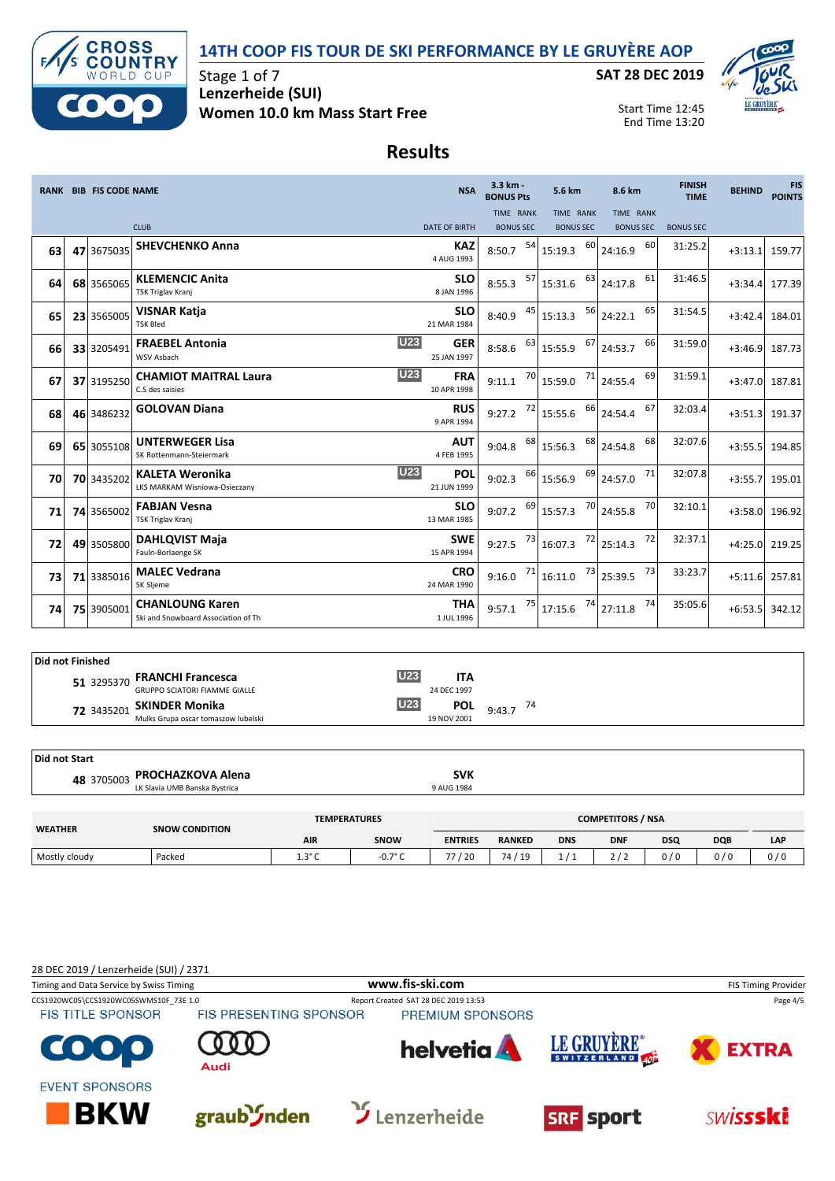# 14TH COOP FIS TOUR DE SKI PERFORMANCE BY LE GRUYÈRE AOP

Stage 1 of 7
Lenzerheide (SUI)
**Women 10.0 km Mass Start Free**

**SAT 28 DEC 2019**

Start Time 12:45
End Time 13:20

## Results

| RANK | BIB | FIS CODE | NAME / CLUB | | NSA / DATE OF BIRTH | 3.3 km - BONUS Pts TIME | RANK | 5.6 km TIME | RANK | 8.6 km TIME | RANK | FINISH TIME | BEHIND | FIS POINTS |
|---|---|---|---|---|---|---|---|---|---|---|---|---|---|---|
| 63 | 47 | 3675035 | **SHEVCHENKO Anna** | | KAZ 4 AUG 1993 | 8:50.7 | 54 | 15:19.3 | 60 | 24:16.9 | 60 | 31:25.2 | +3:13.1 | 159.77 |
| 64 | 68 | 3565065 | **KLEMENCIC Anita** TSK Triglav Kranj | | SLO 8 JAN 1996 | 8:55.3 | 57 | 15:31.6 | 63 | 24:17.8 | 61 | 31:46.5 | +3:34.4 | 177.39 |
| 65 | 23 | 3565005 | **VISNAR Katja** TSK Bled | | SLO 21 MAR 1984 | 8:40.9 | 45 | 15:13.3 | 56 | 24:22.1 | 65 | 31:54.5 | +3:42.4 | 184.01 |
| 66 | 33 | 3205491 | **FRAEBEL Antonia** WSV Asbach | U23 | GER 25 JAN 1997 | 8:58.6 | 63 | 15:55.9 | 67 | 24:53.7 | 66 | 31:59.0 | +3:46.9 | 187.73 |
| 67 | 37 | 3195250 | **CHAMIOT MAITRAL Laura** C.S des saisies | U23 | FRA 10 APR 1998 | 9:11.1 | 70 | 15:59.0 | 71 | 24:55.4 | 69 | 31:59.1 | +3:47.0 | 187.81 |
| 68 | 46 | 3486232 | **GOLOVAN Diana** | | RUS 9 APR 1994 | 9:27.2 | 72 | 15:55.6 | 66 | 24:54.4 | 67 | 32:03.4 | +3:51.3 | 191.37 |
| 69 | 65 | 3055108 | **UNTERWEGER Lisa** SK Rottenmann-Steiermark | | AUT 4 FEB 1995 | 9:04.8 | 68 | 15:56.3 | 68 | 24:54.8 | 68 | 32:07.6 | +3:55.5 | 194.85 |
| 70 | 70 | 3435202 | **KALETA Weronika** LKS MARKAM Wisniowa-Osieczany | U23 | POL 21 JUN 1999 | 9:02.3 | 66 | 15:56.9 | 69 | 24:57.0 | 71 | 32:07.8 | +3:55.7 | 195.01 |
| 71 | 74 | 3565002 | **FABJAN Vesna** TSK Triglav Kranj | | SLO 13 MAR 1985 | 9:07.2 | 69 | 15:57.3 | 70 | 24:55.8 | 70 | 32:10.1 | +3:58.0 | 196.92 |
| 72 | 49 | 3505800 | **DAHLQVIST Maja** Fauln-Borlaenge SK | | SWE 15 APR 1994 | 9:27.5 | 73 | 16:07.3 | 72 | 25:14.3 | 72 | 32:37.1 | +4:25.0 | 219.25 |
| 73 | 71 | 3385016 | **MALEC Vedrana** SK Sljeme | | CRO 24 MAR 1990 | 9:16.0 | 71 | 16:11.0 | 73 | 25:39.5 | 73 | 33:23.7 | +5:11.6 | 257.81 |
| 74 | 75 | 3905001 | **CHANLOUNG Karen** Ski and Snowboard Association of Th | | THA 1 JUL 1996 | 9:57.1 | 75 | 17:15.6 | 74 | 27:11.8 | 74 | 35:05.6 | +6:53.5 | 342.12 |

**Did not Finished**

| BIB | FIS CODE | NAME / CLUB | | NSA / DATE OF BIRTH | 3.3 km TIME | RANK |
|---|---|---|---|---|---|---|
| 51 | 3295370 | **FRANCHI Francesca** GRUPPO SCIATORI FIAMME GIALLE | U23 | ITA 24 DEC 1997 | | |
| 72 | 3435201 | **SKINDER Monika** Mulks Grupa oscar tomaszow lubelski | U23 | POL 19 NOV 2001 | 9:43.7 | 74 |

**Did not Start**

| BIB | FIS CODE | NAME / CLUB | NSA / DATE OF BIRTH |
|---|---|---|---|
| 48 | 3705003 | **PROCHAZKOVA Alena** LK Slavia UMB Banska Bystrica | SVK 9 AUG 1984 |

| WEATHER | SNOW CONDITION | TEMPERATURES AIR | TEMPERATURES SNOW | ENTRIES | RANKED | DNS | DNF | DSQ | DQB | LAP |
|---|---|---|---|---|---|---|---|---|---|---|
| Mostly cloudy | Packed | 1.3° C | -0.7° C | 77 / 20 | 74 / 19 | 1 / 1 | 2 / 2 | 0 / 0 | 0 / 0 | 0 / 0 |

28 DEC 2019 / Lenzerheide (SUI) / 2371
Timing and Data Service by Swiss Timing
www.fis-ski.com
FIS Timing Provider
CCS1920WC05\CCS1920WC05SWMS10F_73E 1.0
Report Created SAT 28 DEC 2019 13:53

FIS TITLE SPONSOR — FIS PRESENTING SPONSOR — PREMIUM SPONSORS — EVENT SPONSORS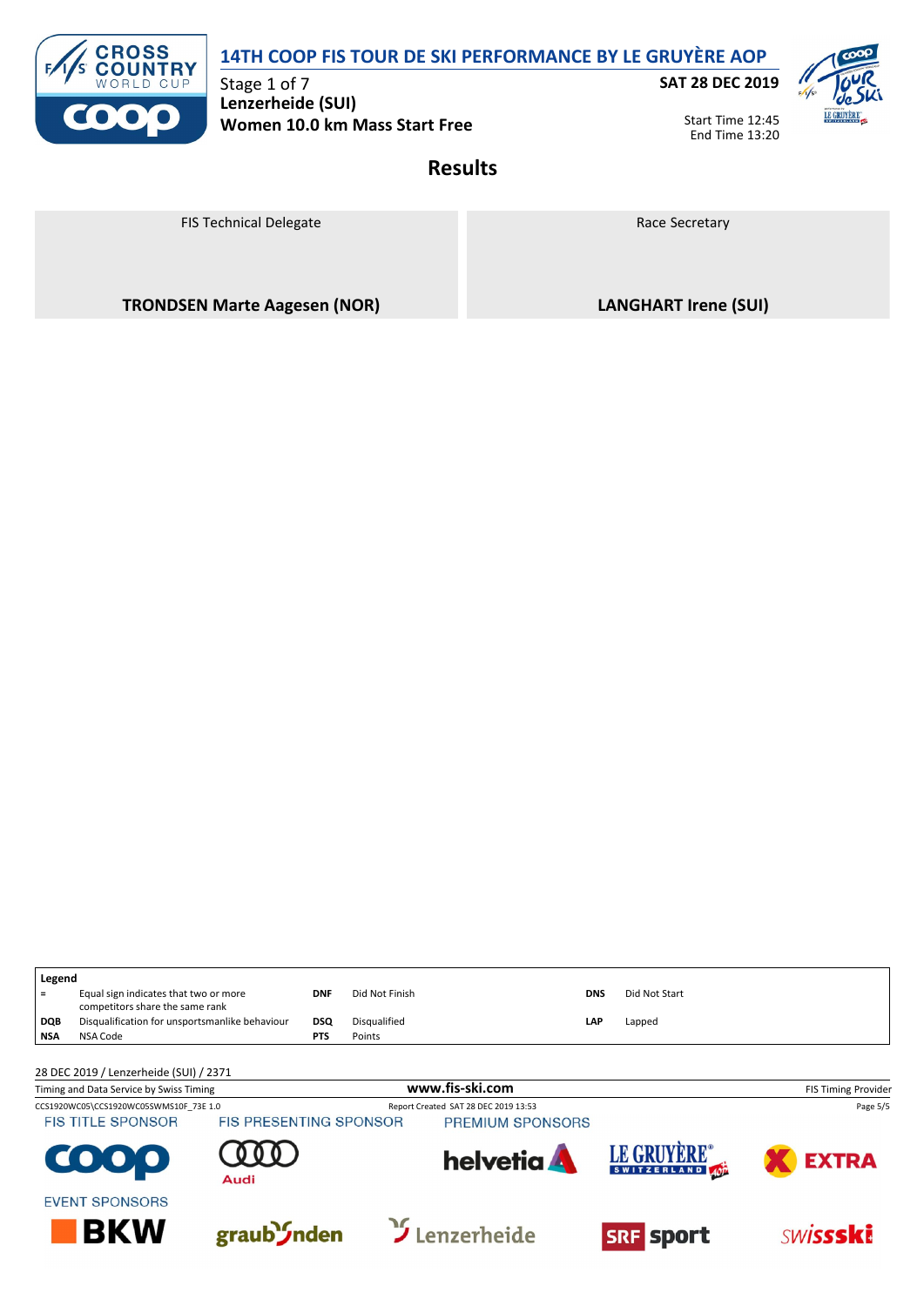## 14TH COOP FIS TOUR DE SKI PERFORMANCE BY LE GRUYÈRE AOP

Stage 1 of 7
**Lenzerheide (SUI)**
**Women 10.0 km Mass Start Free**

**SAT 28 DEC 2019**

Start Time 12:45
End Time 13:20

# Results

| FIS Technical Delegate | Race Secretary |
|---|---|
| **TRONDSEN Marte Aagesen (NOR)** | **LANGHART Irene (SUI)** |

**Legend**

| | | | | | |
|---|---|---|---|---|---|
| = | Equal sign indicates that two or more competitors share the same rank | DNF | Did Not Finish | DNS | Did Not Start |
| DQB | Disqualification for unsportsmanlike behaviour | DSQ | Disqualified | LAP | Lapped |
| NSA | NSA Code | PTS | Points | | |

28 DEC 2019 / Lenzerheide (SUI) / 2371

Timing and Data Service by Swiss Timing — www.fis-ski.com — FIS Timing Provider

CCS1920WC05\CCS1920WC05SWMS10F_73E 1.0 — Report Created SAT 28 DEC 2019 13:53

FIS TITLE SPONSOR — FIS PRESENTING SPONSOR — PREMIUM SPONSORS

EVENT SPONSORS